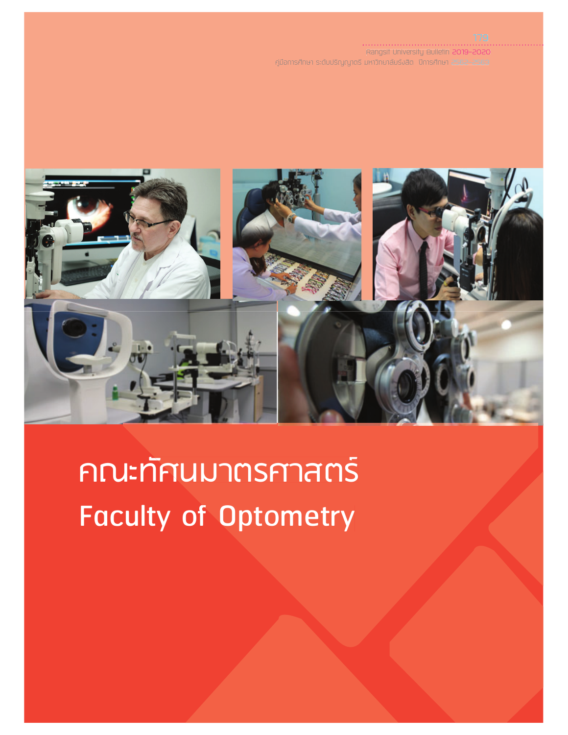# คณะทัศนมาตรศาสตร์
# Faculty of Optometry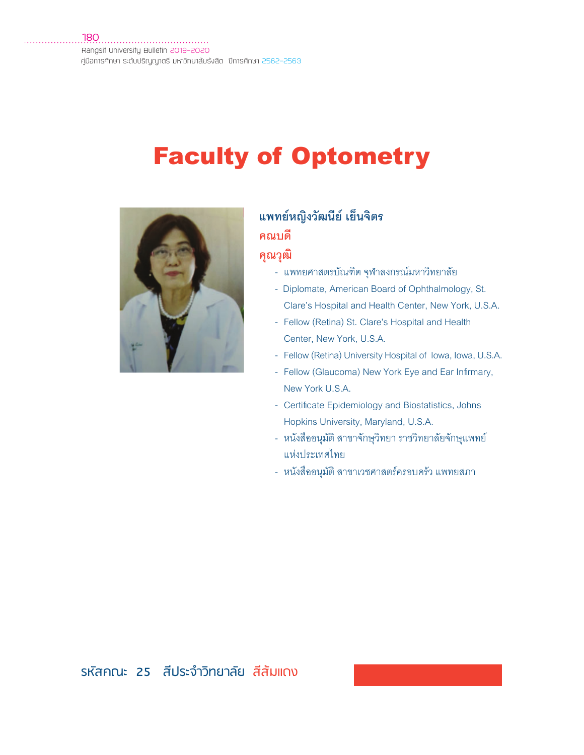# Faculty of Optometry

**แพทย์หญิงวัฒนีย์ เย็นจิตร**

**คณบดี**

**คุณวุฒิ**

- แพทยศาสตรบัณฑิต จุฬาลงกรณ์มหาวิทยาลัย
- Diplomate, American Board of Ophthalmology, St. Clare's Hospital and Health Center, New York, U.S.A.
- Fellow (Retina) St. Clare's Hospital and Health Center, New York, U.S.A.
- Fellow (Retina) University Hospital of Iowa, Iowa, U.S.A.
- Fellow (Glaucoma) New York Eye and Ear Infirmary, New York U.S.A.
- Certificate Epidemiology and Biostatistics, Johns Hopkins University, Maryland, U.S.A.
- หนังสืออนุมัติ สาขาจักษุวิทยา ราชวิทยาลัยจักษุแพทย์แห่งประเทศไทย
- หนังสืออนุมัติ สาขาเวชศาสตร์ครอบครัว แพทยสภา

รหัสคณะ 25 สีประจำวิทยาลัย สีส้มแดง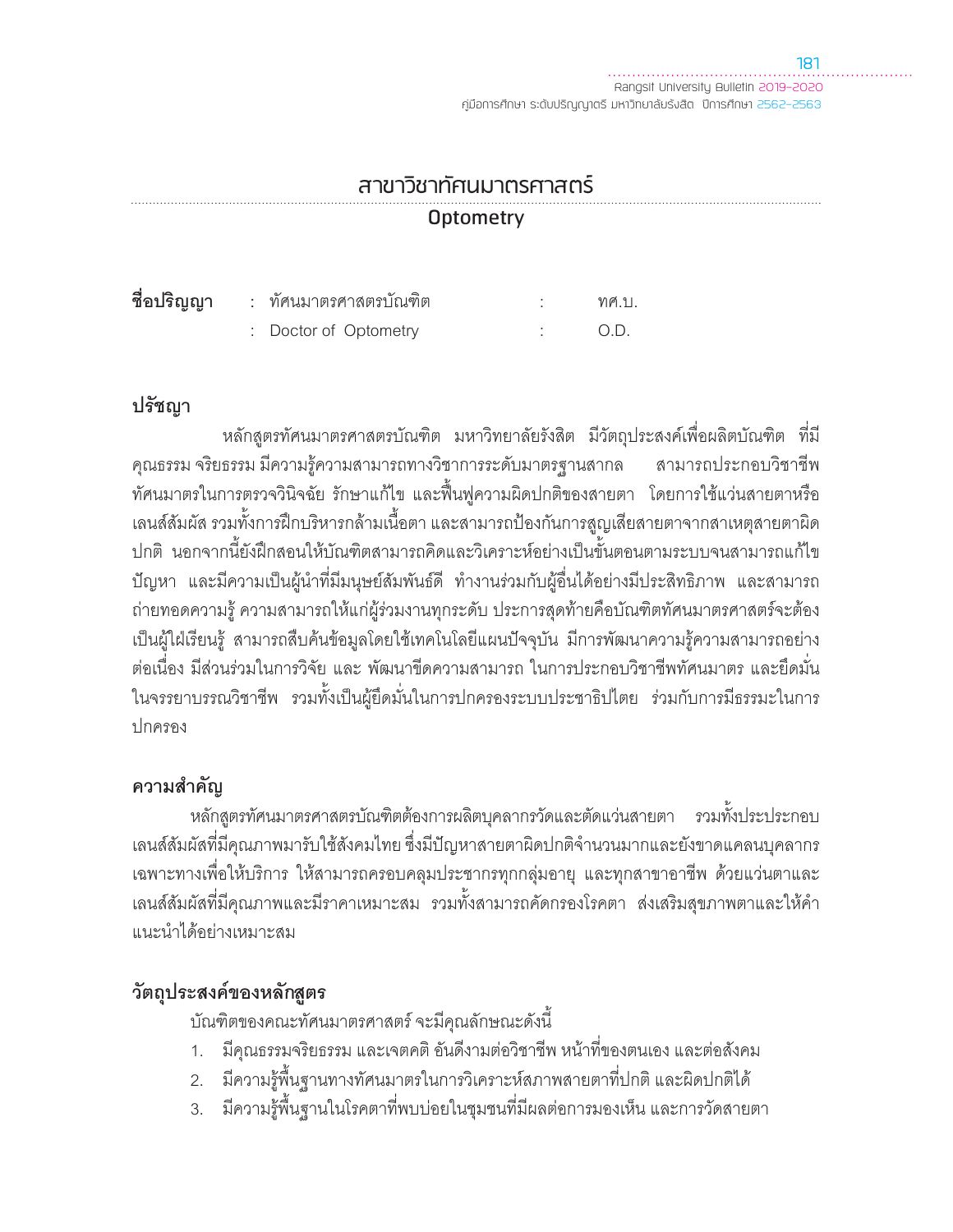# สาขาวิชาทัศนมาตรศาสตร์

## Optometry

| | | | |
|---|---|---|---|
| **ชื่อปริญญา** | : ทัศนมาตรศาสตรบัณฑิต | : | ทศ.บ. |
| | : Doctor of Optometry | : | O.D. |

### ปรัชญา

หลักสูตรทัศนมาตรศาสตรบัณฑิต มหาวิทยาลัยรังสิต มีวัตถุประสงค์เพื่อผลิตบัณฑิต ที่มีคุณธรรม จริยธรรม มีความรู้ความสามารถทางวิชาการระดับมาตรฐานสากล สามารถประกอบวิชาชีพทัศนมาตรในการตรวจวินิจฉัย รักษาแก้ไข และฟื้นฟูความผิดปกติของสายตา โดยการใช้แว่นสายตาหรือเลนส์สัมผัส รวมทั้งการฝึกบริหารกล้ามเนื้อตา และสามารถป้องกันการสูญเสียสายตาจากสาเหตุสายตาผิดปกติ นอกจากนี้ยังฝึกสอนให้บัณฑิตสามารถคิดและวิเคราะห์อย่างเป็นขั้นตอนตามระบบจนสามารถแก้ไขปัญหา และมีความเป็นผู้นำที่มีมนุษย์สัมพันธ์ดี ทำงานร่วมกับผู้อื่นได้อย่างมีประสิทธิภาพ และสามารถถ่ายทอดความรู้ ความสามารถให้แก่ผู้ร่วมงานทุกระดับ ประการสุดท้ายคือบัณฑิตทัศนมาตรศาสตร์จะต้องเป็นผู้ใฝ่เรียนรู้ สามารถสืบค้นข้อมูลโดยใช้เทคโนโลยีแผนปัจจุบัน มีการพัฒนาความรู้ความสามารถอย่างต่อเนื่อง มีส่วนร่วมในการวิจัย และ พัฒนาขีดความสามารถ ในการประกอบวิชาชีพทัศนมาตร และยึดมั่นในจรรยาบรรณวิชาชีพ รวมทั้งเป็นผู้ยึดมั่นในการปกครองระบบประชาธิปไตย ร่วมกับการมีธรรมะในการปกครอง

### ความสำคัญ

หลักสูตรทัศนมาตรศาสตรบัณฑิตต้องการผลิตบุคลากรวัดและตัดแว่นสายตา รวมทั้งประประกอบเลนส์สัมผัสที่มีคุณภาพมารับใช้สังคมไทย ซึ่งมีปัญหาสายตาผิดปกติจำนวนมากและยังขาดแคลนบุคลากรเฉพาะทางเพื่อให้บริการ ให้สามารถครอบคลุมประชากรทุกกลุ่มอายุ และทุกสาขาอาชีพ ด้วยแว่นตาและเลนส์สัมผัสที่มีคุณภาพและมีราคาเหมาะสม รวมทั้งสามารถคัดกรองโรคตา ส่งเสริมสุขภาพตาและให้คำแนะนำได้อย่างเหมาะสม

### วัตถุประสงค์ของหลักสูตร

บัณฑิตของคณะทัศนมาตรศาสตร์ จะมีคุณลักษณะดังนี้

1. มีคุณธรรมจริยธรรม และเจตคติ อันดีงามต่อวิชาชีพ หน้าที่ของตนเอง และต่อสังคม
2. มีความรู้พื้นฐานทางทัศนมาตรในการวิเคราะห์สภาพสายตาที่ปกติ และผิดปกติได้
3. มีความรู้พื้นฐานในโรคตาที่พบบ่อยในชุมชนที่มีผลต่อการมองเห็น และการวัดสายตา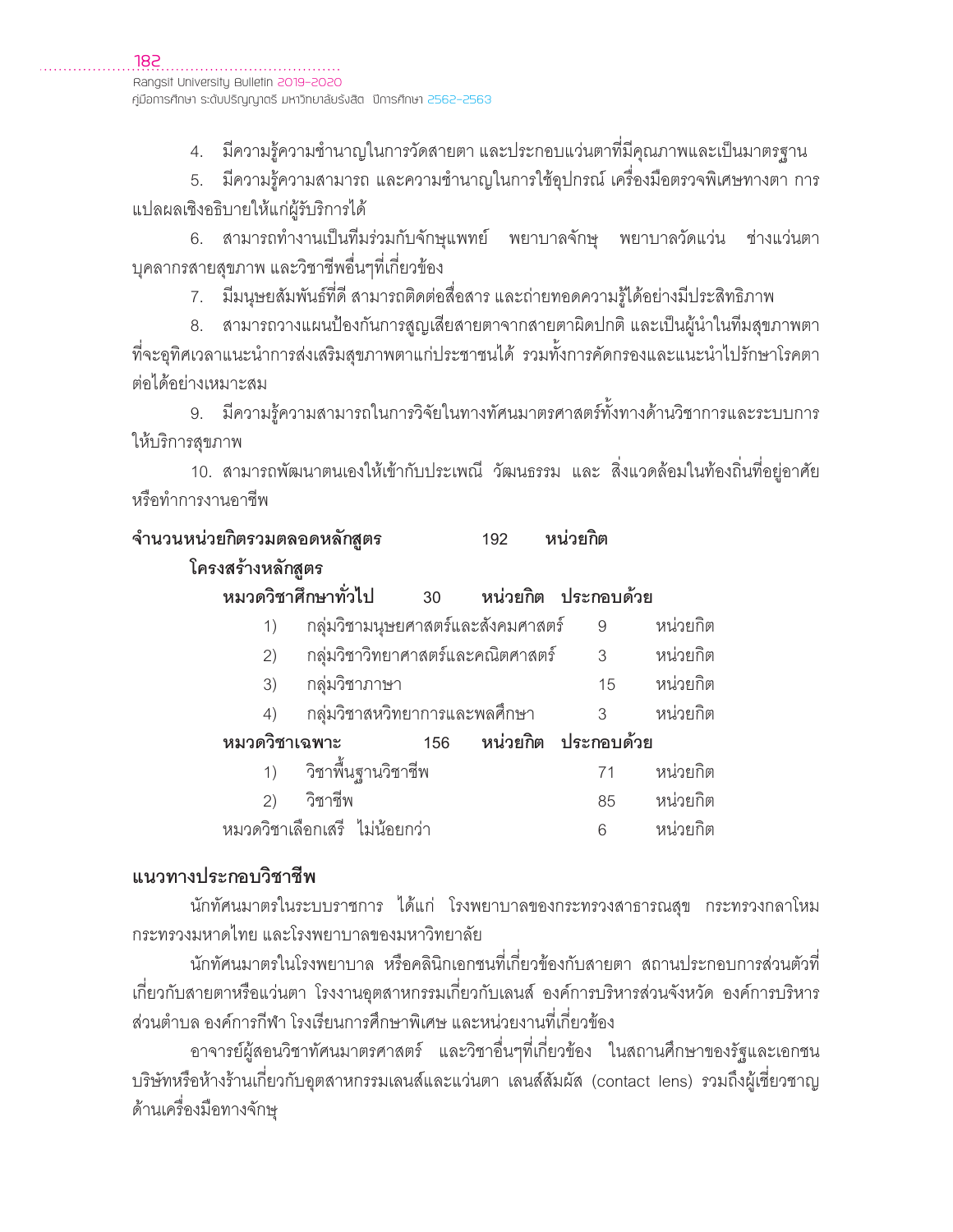4. มีความรู้ความชำนาญในการวัดสายตา และประกอบแว่นตาที่มีคุณภาพและเป็นมาตรฐาน

5. มีความรู้ความสามารถ และความชำนาญในการใช้อุปกรณ์ เครื่องมือตรวจพิเศษทางตา การแปลผลเชิงอธิบายให้แก่ผู้รับบริการได้

6. สามารถทำงานเป็นทีมร่วมกับจักษุแพทย์ พยาบาลจักษุ พยาบาลวัดแว่น ช่างแว่นตา บุคลากรสายสุขภาพ และวิชาชีพอื่นๆที่เกี่ยวข้อง

7. มีมนุษยสัมพันธ์ที่ดี สามารถติดต่อสื่อสาร และถ่ายทอดความรู้ได้อย่างมีประสิทธิภาพ

8. สามารถวางแผนป้องกันการสูญเสียสายตาจากสายตาผิดปกติ และเป็นผู้นำในทีมสุขภาพตาที่จะอุทิศเวลาแนะนำการส่งเสริมสุขภาพตาแก่ประชาชนได้ รวมทั้งการคัดกรองและแนะนำไปรักษาโรคตาต่อได้อย่างเหมาะสม

9. มีความรู้ความสามารถในการวิจัยในทางทัศนมาตรศาสตร์ทั้งทางด้านวิชาการและระบบการให้บริการสุขภาพ

10. สามารถพัฒนาตนเองให้เข้ากับประเพณี วัฒนธรรม และ สิ่งแวดล้อมในท้องถิ่นที่อยู่อาศัยหรือทำการงานอาชีพ

**จำนวนหน่วยกิตรวมตลอดหลักสูตร 192 หน่วยกิต**

**โครงสร้างหลักสูตร**

**หมวดวิชาศึกษาทั่วไป 30 หน่วยกิต ประกอบด้วย**

| | | | |
|---|---|---|---|
| 1) | กลุ่มวิชามนุษยศาสตร์และสังคมศาสตร์ | 9 | หน่วยกิต |
| 2) | กลุ่มวิชาวิทยาศาสตร์และคณิตศาสตร์ | 3 | หน่วยกิต |
| 3) | กลุ่มวิชาภาษา | 15 | หน่วยกิต |
| 4) | กลุ่มวิชาสหวิทยาการและพลศึกษา | 3 | หน่วยกิต |

**หมวดวิชาเฉพาะ 156 หน่วยกิต ประกอบด้วย**

| | | | |
|---|---|---|---|
| 1) | วิชาพื้นฐานวิชาชีพ | 71 | หน่วยกิต |
| 2) | วิชาชีพ | 85 | หน่วยกิต |

หมวดวิชาเลือกเสรี ไม่น้อยกว่า 6 หน่วยกิต

## แนวทางประกอบวิชาชีพ

นักทัศนมาตรในระบบราชการ ได้แก่ โรงพยาบาลของกระทรวงสาธารณสุข กระทรวงกลาโหม กระทรวงมหาดไทย และโรงพยาบาลของมหาวิทยาลัย

นักทัศนมาตรในโรงพยาบาล หรือคลินิกเอกชนที่เกี่ยวข้องกับสายตา สถานประกอบการส่วนตัวที่เกี่ยวกับสายตาหรือแว่นตา โรงงานอุตสาหกรรมเกี่ยวกับเลนส์ องค์การบริหารส่วนจังหวัด องค์การบริหารส่วนตำบล องค์การกีฬา โรงเรียนการศึกษาพิเศษ และหน่วยงานที่เกี่ยวข้อง

อาจารย์ผู้สอนวิชาทัศนมาตรศาสตร์ และวิชาอื่นๆที่เกี่ยวข้อง ในสถานศึกษาของรัฐและเอกชน บริษัทหรือห้างร้านเกี่ยวกับอุตสาหกรรมเลนส์และแว่นตา เลนส์สัมผัส (contact lens) รวมถึงผู้เชี่ยวชาญด้านเครื่องมือทางจักษุ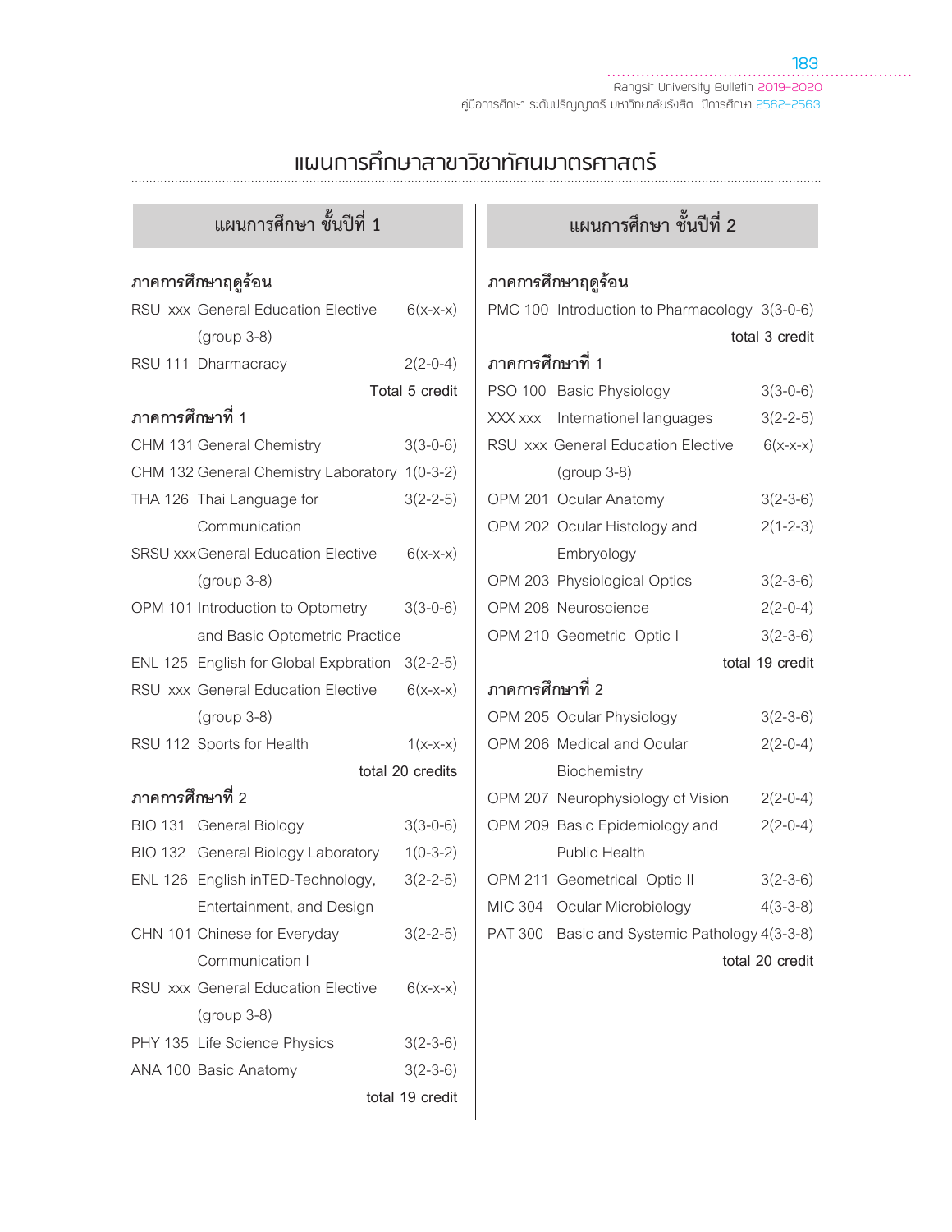# แผนการศึกษาสาขาวิชาทัศนมาตรศาสตร์

## แผนการศึกษา ชั้นปีที่ 1

### ภาคการศึกษาฤดูร้อน

| | | |
|---|---|---|
| RSU xxx | General Education Elective (group 3-8) | 6(x-x-x) |
| RSU 111 | Dharmacracy | 2(2-0-4) |
| | | Total 5 credit |

### ภาคการศึกษาที่ 1

| | | |
|---|---|---|
| CHM 131 | General Chemistry | 3(3-0-6) |
| CHM 132 | General Chemistry Laboratory | 1(0-3-2) |
| THA 126 | Thai Language for Communication | 3(2-2-5) |
| SRSU xxx | General Education Elective (group 3-8) | 6(x-x-x) |
| OPM 101 | Introduction to Optometry and Basic Optometric Practice | 3(3-0-6) |
| ENL 125 | English for Global Expbration | 3(2-2-5) |
| RSU xxx | General Education Elective (group 3-8) | 6(x-x-x) |
| RSU 112 | Sports for Health | 1(x-x-x) |
| | | total 20 credits |

### ภาคการศึกษาที่ 2

| | | |
|---|---|---|
| BIO 131 | General Biology | 3(3-0-6) |
| BIO 132 | General Biology Laboratory | 1(0-3-2) |
| ENL 126 | English inTED-Technology, Entertainment, and Design | 3(2-2-5) |
| CHN 101 | Chinese for Everyday Communication I | 3(2-2-5) |
| RSU xxx | General Education Elective (group 3-8) | 6(x-x-x) |
| PHY 135 | Life Science Physics | 3(2-3-6) |
| ANA 100 | Basic Anatomy | 3(2-3-6) |
| | | total 19 credit |

## แผนการศึกษา ชั้นปีที่ 2

### ภาคการศึกษาฤดูร้อน

| | | |
|---|---|---|
| PMC 100 | Introduction to Pharmacology | 3(3-0-6) |
| | | total 3 credit |

### ภาคการศึกษาที่ 1

| | | |
|---|---|---|
| PSO 100 | Basic Physiology | 3(3-0-6) |
| XXX xxx | Internationel languages | 3(2-2-5) |
| RSU xxx | General Education Elective (group 3-8) | 6(x-x-x) |
| OPM 201 | Ocular Anatomy | 3(2-3-6) |
| OPM 202 | Ocular Histology and Embryology | 2(1-2-3) |
| OPM 203 | Physiological Optics | 3(2-3-6) |
| OPM 208 | Neuroscience | 2(2-0-4) |
| OPM 210 | Geometric Optic I | 3(2-3-6) |
| | | total 19 credit |

### ภาคการศึกษาที่ 2

| | | |
|---|---|---|
| OPM 205 | Ocular Physiology | 3(2-3-6) |
| OPM 206 | Medical and Ocular Biochemistry | 2(2-0-4) |
| OPM 207 | Neurophysiology of Vision | 2(2-0-4) |
| OPM 209 | Basic Epidemiology and Public Health | 2(2-0-4) |
| OPM 211 | Geometrical Optic II | 3(2-3-6) |
| MIC 304 | Ocular Microbiology | 4(3-3-8) |
| PAT 300 | Basic and Systemic Pathology | 4(3-3-8) |
| | | total 20 credit |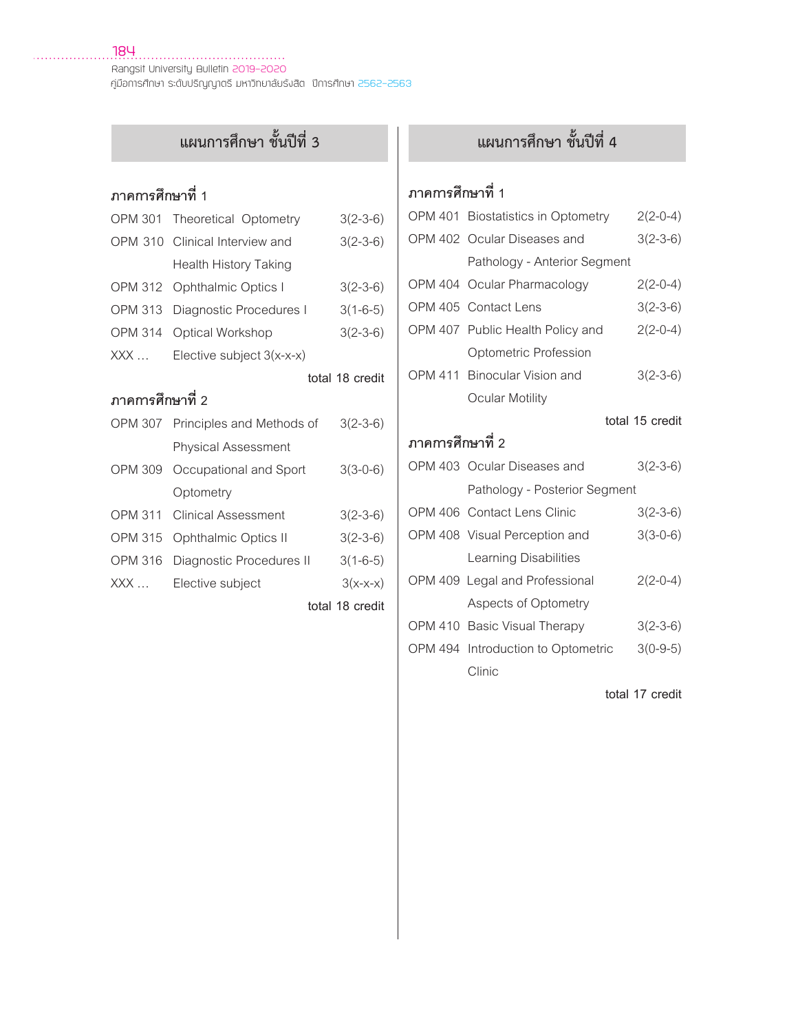## แผนการศึกษา ชั้นปีที่ 3

### ภาคการศึกษาที่ 1

| | | |
|---|---|---|
| OPM 301 | Theoretical Optometry | 3(2-3-6) |
| OPM 310 | Clinical Interview and Health History Taking | 3(2-3-6) |
| OPM 312 | Ophthalmic Optics I | 3(2-3-6) |
| OPM 313 | Diagnostic Procedures I | 3(1-6-5) |
| OPM 314 | Optical Workshop | 3(2-3-6) |
| XXX … | Elective subject 3(x-x-x) | |
| | | total 18 credit |

### ภาคการศึกษาที่ 2

| | | |
|---|---|---|
| OPM 307 | Principles and Methods of Physical Assessment | 3(2-3-6) |
| OPM 309 | Occupational and Sport Optometry | 3(3-0-6) |
| OPM 311 | Clinical Assessment | 3(2-3-6) |
| OPM 315 | Ophthalmic Optics II | 3(2-3-6) |
| OPM 316 | Diagnostic Procedures II | 3(1-6-5) |
| XXX … | Elective subject | 3(x-x-x) |
| | | total 18 credit |

## แผนการศึกษา ชั้นปีที่ 4

### ภาคการศึกษาที่ 1

| | | |
|---|---|---|
| OPM 401 | Biostatistics in Optometry | 2(2-0-4) |
| OPM 402 | Ocular Diseases and Pathology - Anterior Segment | 3(2-3-6) |
| OPM 404 | Ocular Pharmacology | 2(2-0-4) |
| OPM 405 | Contact Lens | 3(2-3-6) |
| OPM 407 | Public Health Policy and Optometric Profession | 2(2-0-4) |
| OPM 411 | Binocular Vision and Ocular Motility | 3(2-3-6) |
| | | total 15 credit |

### ภาคการศึกษาที่ 2

| | | |
|---|---|---|
| OPM 403 | Ocular Diseases and Pathology - Posterior Segment | 3(2-3-6) |
| OPM 406 | Contact Lens Clinic | 3(2-3-6) |
| OPM 408 | Visual Perception and Learning Disabilities | 3(3-0-6) |
| OPM 409 | Legal and Professional Aspects of Optometry | 2(2-0-4) |
| OPM 410 | Basic Visual Therapy | 3(2-3-6) |
| OPM 494 | Introduction to Optometric Clinic | 3(0-9-5) |
| | | total 17 credit |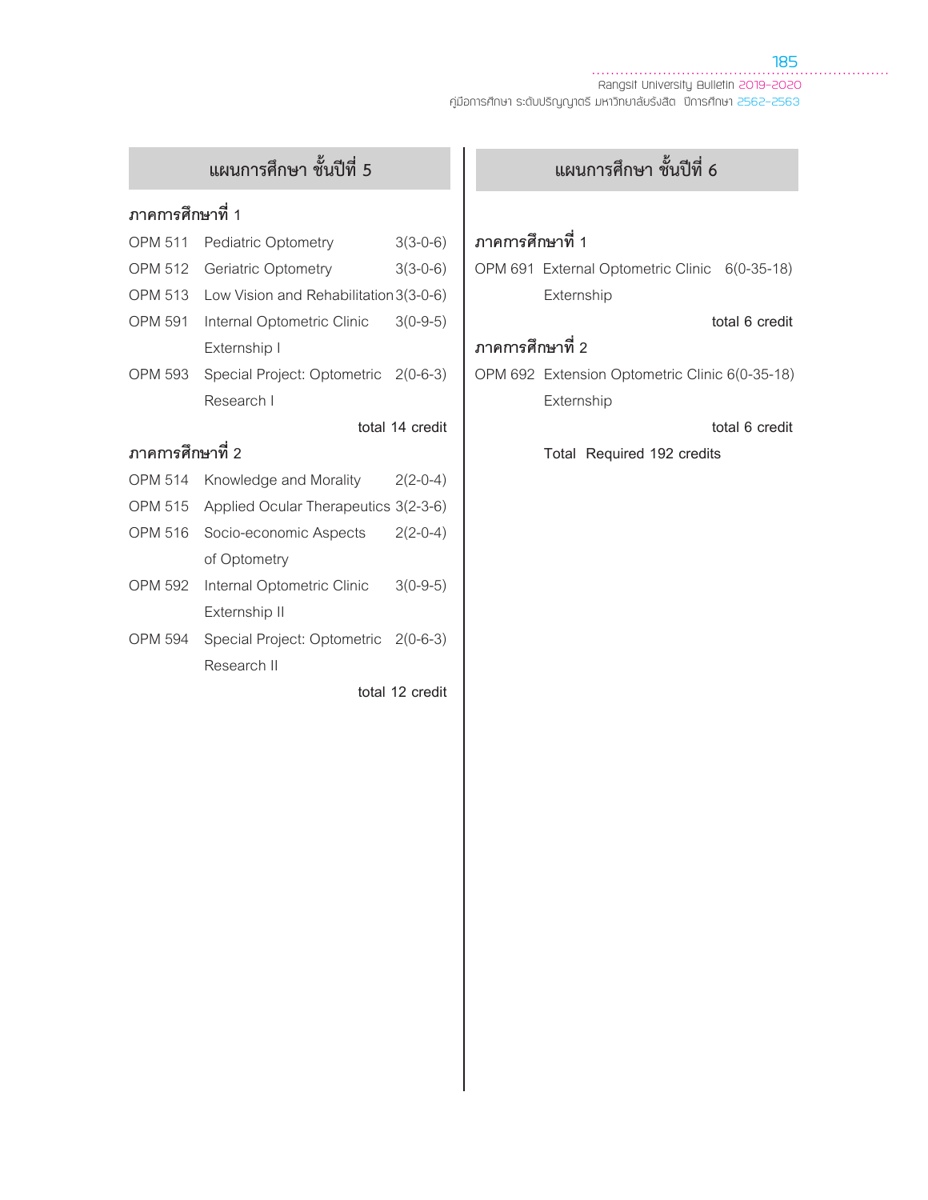## แผนการศึกษา ชั้นปีที่ 5

### ภาคการศึกษาที่ 1

| | | |
|---|---|---|
| OPM 511 | Pediatric Optometry | 3(3-0-6) |
| OPM 512 | Geriatric Optometry | 3(3-0-6) |
| OPM 513 | Low Vision and Rehabilitation | 3(3-0-6) |
| OPM 591 | Internal Optometric Clinic Externship I | 3(0-9-5) |
| OPM 593 | Special Project: Optometric Research I | 2(0-6-3) |
| | total 14 credit | |

### ภาคการศึกษาที่ 2

| | | |
|---|---|---|
| OPM 514 | Knowledge and Morality | 2(2-0-4) |
| OPM 515 | Applied Ocular Therapeutics | 3(2-3-6) |
| OPM 516 | Socio-economic Aspects of Optometry | 2(2-0-4) |
| OPM 592 | Internal Optometric Clinic Externship II | 3(0-9-5) |
| OPM 594 | Special Project: Optometric Research II | 2(0-6-3) |
| | total 12 credit | |

## แผนการศึกษา ชั้นปีที่ 6

### ภาคการศึกษาที่ 1

| | | |
|---|---|---|
| OPM 691 | External Optometric Clinic Externship | 6(0-35-18) |
| | total 6 credit | |

### ภาคการศึกษาที่ 2

| | | |
|---|---|---|
| OPM 692 | Extension Optometric Clinic Externship | 6(0-35-18) |
| | total 6 credit | |

Total Required 192 credits